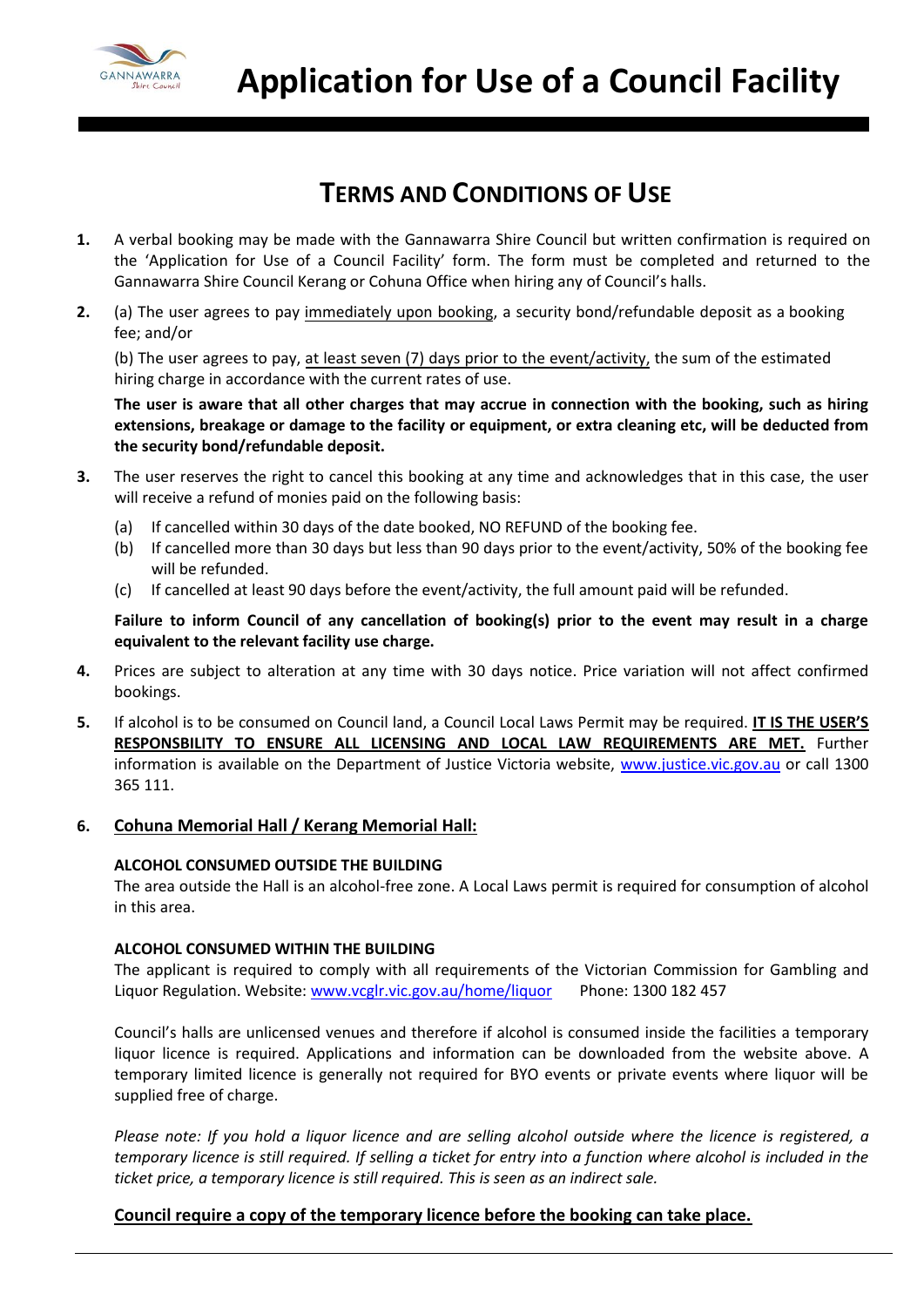# Application for Use of a Council Facility

## TERMS AND CONDITIONS OF USE

**1.** A verbal booking may be made with the Gannawarra Shire Council but written confirmation is required on the 'Application for Use of a Council Facility' form. The form must be completed and returned to the Gannawarra Shire Council Kerang or Cohuna Office when hiring any of Council's halls.

**2.** (a) The user agrees to pay immediately upon booking, a security bond/refundable deposit as a booking fee; and/or

(b) The user agrees to pay, at least seven (7) days prior to the event/activity, the sum of the estimated hiring charge in accordance with the current rates of use.

**The user is aware that all other charges that may accrue in connection with the booking, such as hiring extensions, breakage or damage to the facility or equipment, or extra cleaning etc, will be deducted from the security bond/refundable deposit.**

**3.** The user reserves the right to cancel this booking at any time and acknowledges that in this case, the user will receive a refund of monies paid on the following basis:

(a) If cancelled within 30 days of the date booked, NO REFUND of the booking fee.
(b) If cancelled more than 30 days but less than 90 days prior to the event/activity, 50% of the booking fee will be refunded.
(c) If cancelled at least 90 days before the event/activity, the full amount paid will be refunded.

**Failure to inform Council of any cancellation of booking(s) prior to the event may result in a charge equivalent to the relevant facility use charge.**

**4.** Prices are subject to alteration at any time with 30 days notice. Price variation will not affect confirmed bookings.

**5.** If alcohol is to be consumed on Council land, a Council Local Laws Permit may be required. **IT IS THE USER'S RESPONSBILITY TO ENSURE ALL LICENSING AND LOCAL LAW REQUIREMENTS ARE MET.** Further information is available on the Department of Justice Victoria website, www.justice.vic.gov.au or call 1300 365 111.

**6. Cohuna Memorial Hall / Kerang Memorial Hall:**

**ALCOHOL CONSUMED OUTSIDE THE BUILDING**

The area outside the Hall is an alcohol-free zone. A Local Laws permit is required for consumption of alcohol in this area.

**ALCOHOL CONSUMED WITHIN THE BUILDING**

The applicant is required to comply with all requirements of the Victorian Commission for Gambling and Liquor Regulation. Website: www.vcglr.vic.gov.au/home/liquor Phone: 1300 182 457

Council's halls are unlicensed venues and therefore if alcohol is consumed inside the facilities a temporary liquor licence is required. Applications and information can be downloaded from the website above. A temporary limited licence is generally not required for BYO events or private events where liquor will be supplied free of charge.

*Please note: If you hold a liquor licence and are selling alcohol outside where the licence is registered, a temporary licence is still required. If selling a ticket for entry into a function where alcohol is included in the ticket price, a temporary licence is still required. This is seen as an indirect sale.*

**Council require a copy of the temporary licence before the booking can take place.**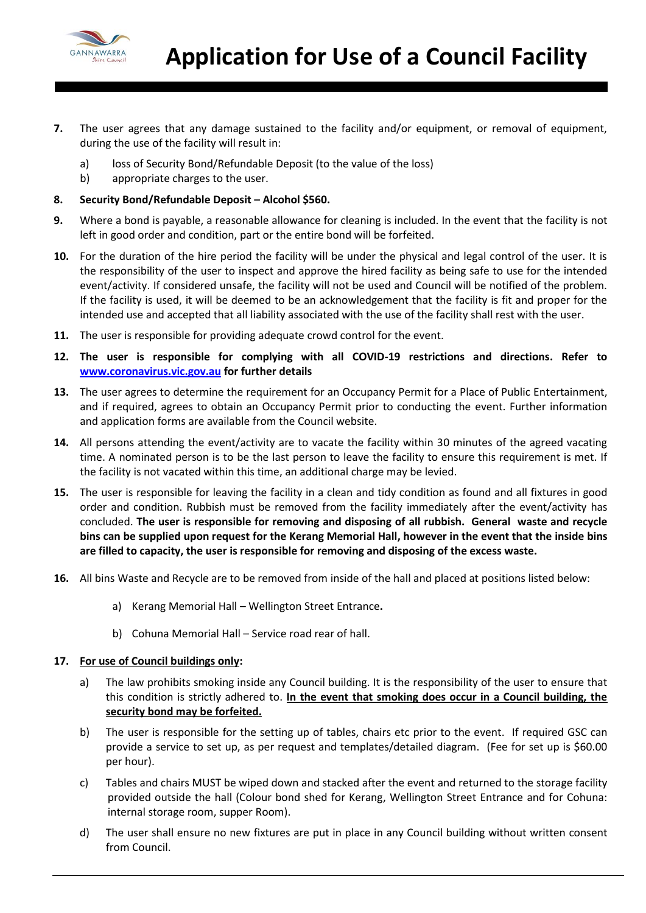# Application for Use of a Council Facility

7. The user agrees that any damage sustained to the facility and/or equipment, or removal of equipment, during the use of the facility will result in:
   a) loss of Security Bond/Refundable Deposit (to the value of the loss)
   b) appropriate charges to the user.

8. **Security Bond/Refundable Deposit – Alcohol $560.**

9. Where a bond is payable, a reasonable allowance for cleaning is included. In the event that the facility is not left in good order and condition, part or the entire bond will be forfeited.

10. For the duration of the hire period the facility will be under the physical and legal control of the user. It is the responsibility of the user to inspect and approve the hired facility as being safe to use for the intended event/activity. If considered unsafe, the facility will not be used and Council will be notified of the problem. If the facility is used, it will be deemed to be an acknowledgement that the facility is fit and proper for the intended use and accepted that all liability associated with the use of the facility shall rest with the user.

11. The user is responsible for providing adequate crowd control for the event.

12. **The user is responsible for complying with all COVID-19 restrictions and directions. Refer to [www.coronavirus.vic.gov.au](www.coronavirus.vic.gov.au) for further details**

13. The user agrees to determine the requirement for an Occupancy Permit for a Place of Public Entertainment, and if required, agrees to obtain an Occupancy Permit prior to conducting the event. Further information and application forms are available from the Council website.

14. All persons attending the event/activity are to vacate the facility within 30 minutes of the agreed vacating time. A nominated person is to be the last person to leave the facility to ensure this requirement is met. If the facility is not vacated within this time, an additional charge may be levied.

15. The user is responsible for leaving the facility in a clean and tidy condition as found and all fixtures in good order and condition. Rubbish must be removed from the facility immediately after the event/activity has concluded. **The user is responsible for removing and disposing of all rubbish. General waste and recycle bins can be supplied upon request for the Kerang Memorial Hall, however in the event that the inside bins are filled to capacity, the user is responsible for removing and disposing of the excess waste.**

16. All bins Waste and Recycle are to be removed from inside of the hall and placed at positions listed below:
   a) Kerang Memorial Hall – Wellington Street Entrance**.**
   b) Cohuna Memorial Hall – Service road rear of hall.

17. **<u>For use of Council buildings only</u>:**
   a) The law prohibits smoking inside any Council building. It is the responsibility of the user to ensure that this condition is strictly adhered to. **<u>In the event that smoking does occur in a Council building, the security bond may be forfeited.</u>**
   b) The user is responsible for the setting up of tables, chairs etc prior to the event. If required GSC can provide a service to set up, as per request and templates/detailed diagram. (Fee for set up is $60.00 per hour).
   c) Tables and chairs MUST be wiped down and stacked after the event and returned to the storage facility provided outside the hall (Colour bond shed for Kerang, Wellington Street Entrance and for Cohuna: internal storage room, supper Room).
   d) The user shall ensure no new fixtures are put in place in any Council building without written consent from Council.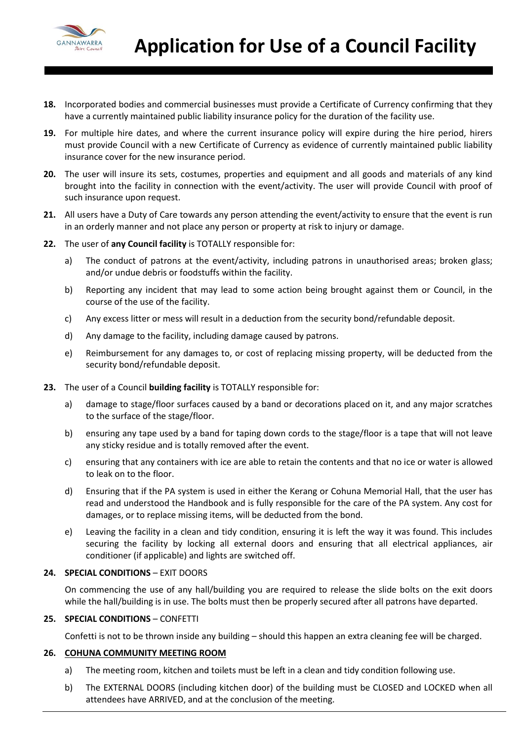18. Incorporated bodies and commercial businesses must provide a Certificate of Currency confirming that they have a currently maintained public liability insurance policy for the duration of the facility use.

19. For multiple hire dates, and where the current insurance policy will expire during the hire period, hirers must provide Council with a new Certificate of Currency as evidence of currently maintained public liability insurance cover for the new insurance period.

20. The user will insure its sets, costumes, properties and equipment and all goods and materials of any kind brought into the facility in connection with the event/activity. The user will provide Council with proof of such insurance upon request.

21. All users have a Duty of Care towards any person attending the event/activity to ensure that the event is run in an orderly manner and not place any person or property at risk to injury or damage.

22. The user of **any Council facility** is TOTALLY responsible for:

    a) The conduct of patrons at the event/activity, including patrons in unauthorised areas; broken glass; and/or undue debris or foodstuffs within the facility.

    b) Reporting any incident that may lead to some action being brought against them or Council, in the course of the use of the facility.

    c) Any excess litter or mess will result in a deduction from the security bond/refundable deposit.

    d) Any damage to the facility, including damage caused by patrons.

    e) Reimbursement for any damages to, or cost of replacing missing property, will be deducted from the security bond/refundable deposit.

23. The user of a Council **building facility** is TOTALLY responsible for:

    a) damage to stage/floor surfaces caused by a band or decorations placed on it, and any major scratches to the surface of the stage/floor.

    b) ensuring any tape used by a band for taping down cords to the stage/floor is a tape that will not leave any sticky residue and is totally removed after the event.

    c) ensuring that any containers with ice are able to retain the contents and that no ice or water is allowed to leak on to the floor.

    d) Ensuring that if the PA system is used in either the Kerang or Cohuna Memorial Hall, that the user has read and understood the Handbook and is fully responsible for the care of the PA system. Any cost for damages, or to replace missing items, will be deducted from the bond.

    e) Leaving the facility in a clean and tidy condition, ensuring it is left the way it was found. This includes securing the facility by locking all external doors and ensuring that all electrical appliances, air conditioner (if applicable) and lights are switched off.

24. **SPECIAL CONDITIONS** – EXIT DOORS

    On commencing the use of any hall/building you are required to release the slide bolts on the exit doors while the hall/building is in use. The bolts must then be properly secured after all patrons have departed.

25. **SPECIAL CONDITIONS** – CONFETTI

    Confetti is not to be thrown inside any building – should this happen an extra cleaning fee will be charged.

26. **<u>COHUNA COMMUNITY MEETING ROOM</u>**

    a) The meeting room, kitchen and toilets must be left in a clean and tidy condition following use.

    b) The EXTERNAL DOORS (including kitchen door) of the building must be CLOSED and LOCKED when all attendees have ARRIVED, and at the conclusion of the meeting.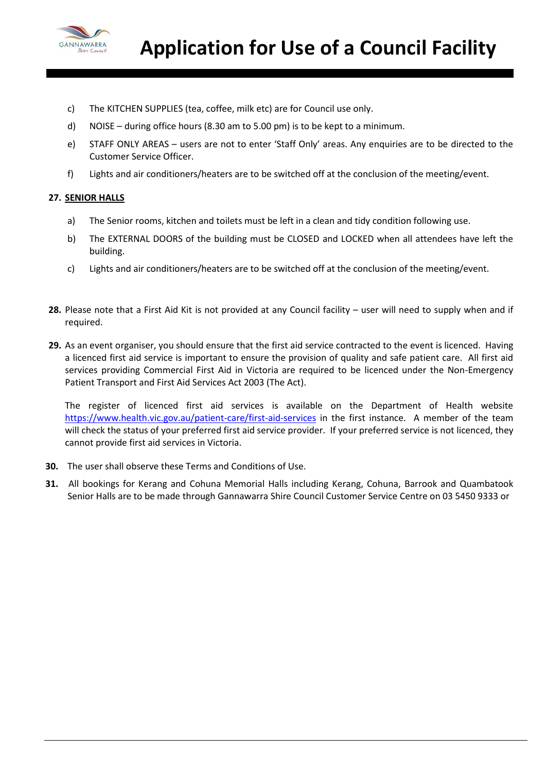c) The KITCHEN SUPPLIES (tea, coffee, milk etc) are for Council use only.

d) NOISE – during office hours (8.30 am to 5.00 pm) is to be kept to a minimum.

e) STAFF ONLY AREAS – users are not to enter 'Staff Only' areas. Any enquiries are to be directed to the Customer Service Officer.

f) Lights and air conditioners/heaters are to be switched off at the conclusion of the meeting/event.

**27. SENIOR HALLS**

a) The Senior rooms, kitchen and toilets must be left in a clean and tidy condition following use.

b) The EXTERNAL DOORS of the building must be CLOSED and LOCKED when all attendees have left the building.

c) Lights and air conditioners/heaters are to be switched off at the conclusion of the meeting/event.

**28.** Please note that a First Aid Kit is not provided at any Council facility – user will need to supply when and if required.

**29.** As an event organiser, you should ensure that the first aid service contracted to the event is licenced. Having a licenced first aid service is important to ensure the provision of quality and safe patient care. All first aid services providing Commercial First Aid in Victoria are required to be licenced under the Non-Emergency Patient Transport and First Aid Services Act 2003 (The Act).

The register of licenced first aid services is available on the Department of Health website https://www.health.vic.gov.au/patient-care/first-aid-services in the first instance. A member of the team will check the status of your preferred first aid service provider. If your preferred service is not licenced, they cannot provide first aid services in Victoria.

**30.** The user shall observe these Terms and Conditions of Use.

**31.** All bookings for Kerang and Cohuna Memorial Halls including Kerang, Cohuna, Barrook and Quambatook Senior Halls are to be made through Gannawarra Shire Council Customer Service Centre on 03 5450 9333 or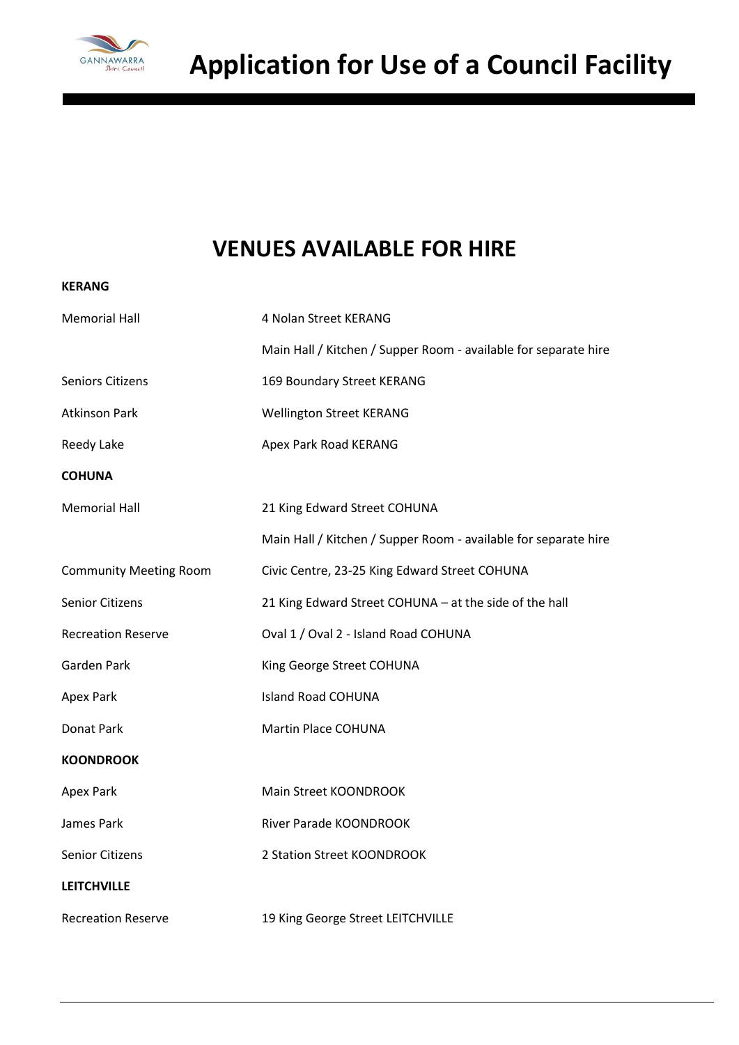# Application for Use of a Council Facility

## VENUES AVAILABLE FOR HIRE

**KERANG**

| | |
|---|---|
| Memorial Hall | 4 Nolan Street KERANG |
| | Main Hall / Kitchen / Supper Room - available for separate hire |
| Seniors Citizens | 169 Boundary Street KERANG |
| Atkinson Park | Wellington Street KERANG |
| Reedy Lake | Apex Park Road KERANG |

**COHUNA**

| | |
|---|---|
| Memorial Hall | 21 King Edward Street COHUNA |
| | Main Hall / Kitchen / Supper Room - available for separate hire |
| Community Meeting Room | Civic Centre, 23-25 King Edward Street COHUNA |
| Senior Citizens | 21 King Edward Street COHUNA – at the side of the hall |
| Recreation Reserve | Oval 1 / Oval 2 - Island Road COHUNA |
| Garden Park | King George Street COHUNA |
| Apex Park | Island Road COHUNA |
| Donat Park | Martin Place COHUNA |

**KOONDROOK**

| | |
|---|---|
| Apex Park | Main Street KOONDROOK |
| James Park | River Parade KOONDROOK |
| Senior Citizens | 2 Station Street KOONDROOK |

**LEITCHVILLE**

| | |
|---|---|
| Recreation Reserve | 19 King George Street LEITCHVILLE |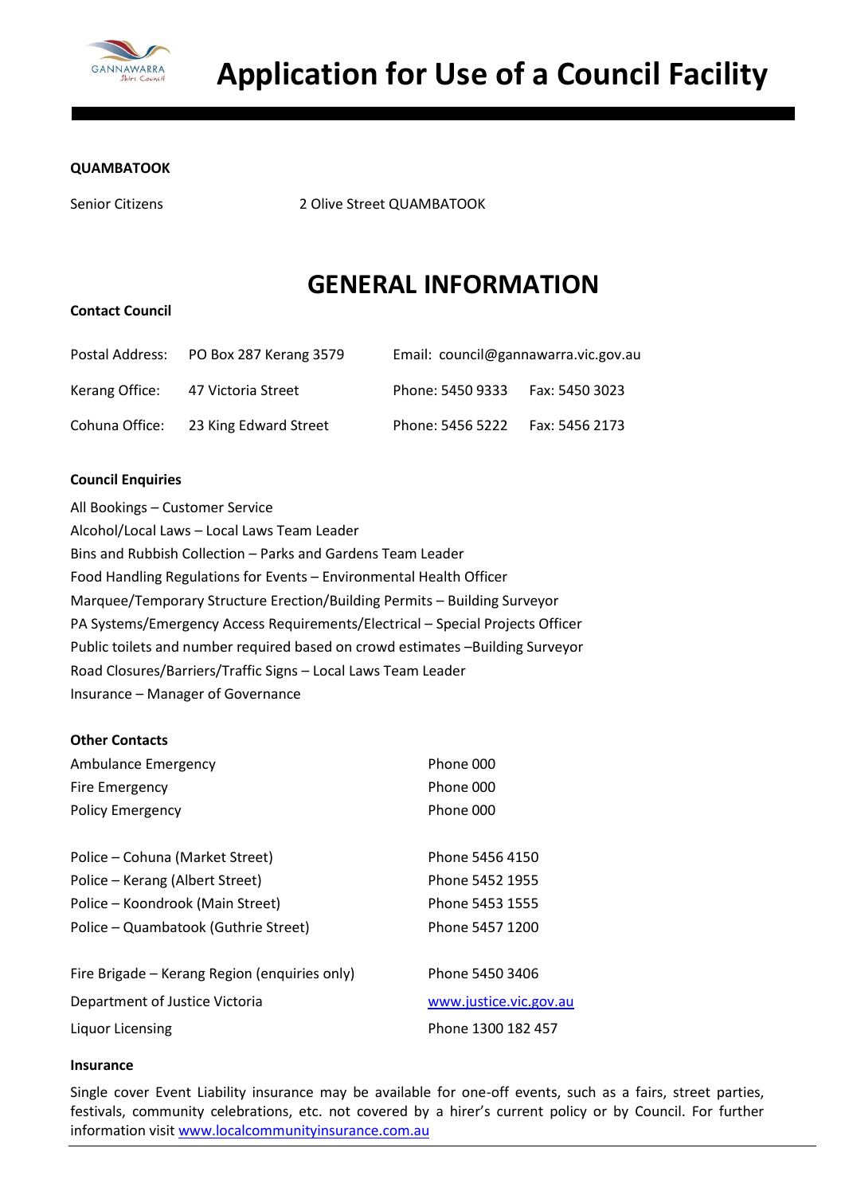# Application for Use of a Council Facility

**QUAMBATOOK**

| | |
|---|---|
| Senior Citizens | 2 Olive Street QUAMBATOOK |

## GENERAL INFORMATION

**Contact Council**

| | | | |
|---|---|---|---|
| Postal Address: | PO Box 287 Kerang 3579 | Email: council@gannawarra.vic.gov.au | |
| Kerang Office: | 47 Victoria Street | Phone: 5450 9333 | Fax: 5450 3023 |
| Cohuna Office: | 23 King Edward Street | Phone: 5456 5222 | Fax: 5456 2173 |

**Council Enquiries**

All Bookings – Customer Service
Alcohol/Local Laws – Local Laws Team Leader
Bins and Rubbish Collection – Parks and Gardens Team Leader
Food Handling Regulations for Events – Environmental Health Officer
Marquee/Temporary Structure Erection/Building Permits – Building Surveyor
PA Systems/Emergency Access Requirements/Electrical – Special Projects Officer
Public toilets and number required based on crowd estimates –Building Surveyor
Road Closures/Barriers/Traffic Signs – Local Laws Team Leader
Insurance – Manager of Governance

**Other Contacts**

| | |
|---|---|
| Ambulance Emergency | Phone 000 |
| Fire Emergency | Phone 000 |
| Policy Emergency | Phone 000 |
| Police – Cohuna (Market Street) | Phone 5456 4150 |
| Police – Kerang (Albert Street) | Phone 5452 1955 |
| Police – Koondrook (Main Street) | Phone 5453 1555 |
| Police – Quambatook (Guthrie Street) | Phone 5457 1200 |
| Fire Brigade – Kerang Region (enquiries only) | Phone 5450 3406 |
| Department of Justice Victoria | www.justice.vic.gov.au |
| Liquor Licensing | Phone 1300 182 457 |

**Insurance**

Single cover Event Liability insurance may be available for one-off events, such as a fairs, street parties, festivals, community celebrations, etc. not covered by a hirer's current policy or by Council. For further information visit www.localcommunityinsurance.com.au